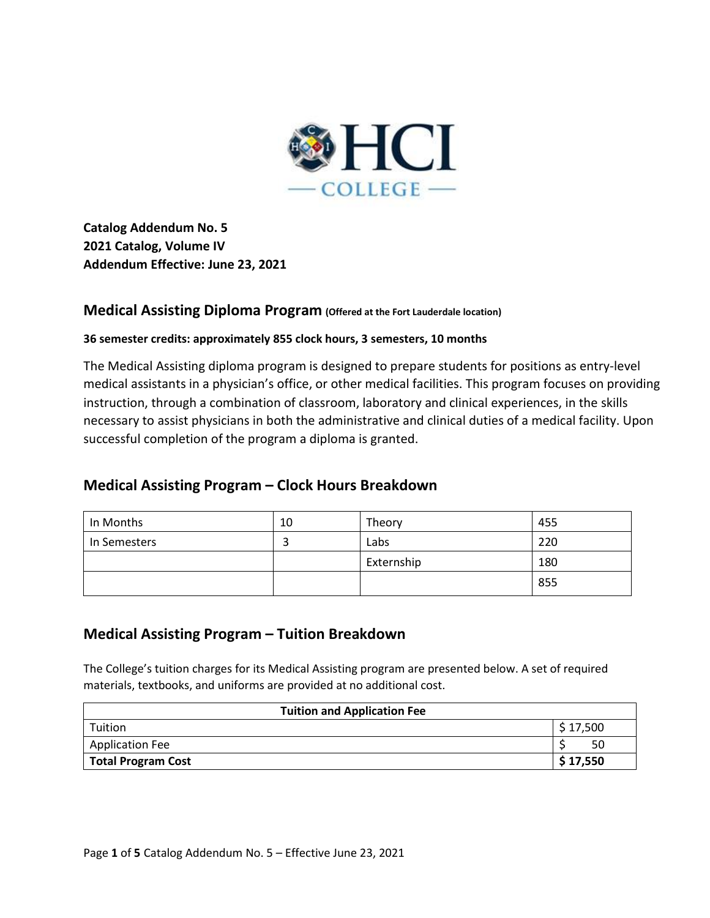**Catalog Addendum No. 5**
**2021 Catalog, Volume IV**
**Addendum Effective: June 23, 2021**

## Medical Assisting Diploma Program (Offered at the Fort Lauderdale location)

**36 semester credits: approximately 855 clock hours, 3 semesters, 10 months**

The Medical Assisting diploma program is designed to prepare students for positions as entry-level medical assistants in a physician's office, or other medical facilities. This program focuses on providing instruction, through a combination of classroom, laboratory and clinical experiences, in the skills necessary to assist physicians in both the administrative and clinical duties of a medical facility. Upon successful completion of the program a diploma is granted.

## Medical Assisting Program – Clock Hours Breakdown

| | | | |
|---|---|---|---|
| In Months | 10 | Theory | 455 |
| In Semesters | 3 | Labs | 220 |
| | | Externship | 180 |
| | | | 855 |

## Medical Assisting Program – Tuition Breakdown

The College's tuition charges for its Medical Assisting program are presented below. A set of required materials, textbooks, and uniforms are provided at no additional cost.

| Tuition and Application Fee | |
|---|---|
| Tuition | $ 17,500 |
| Application Fee | $ 50 |
| **Total Program Cost** | **$ 17,550** |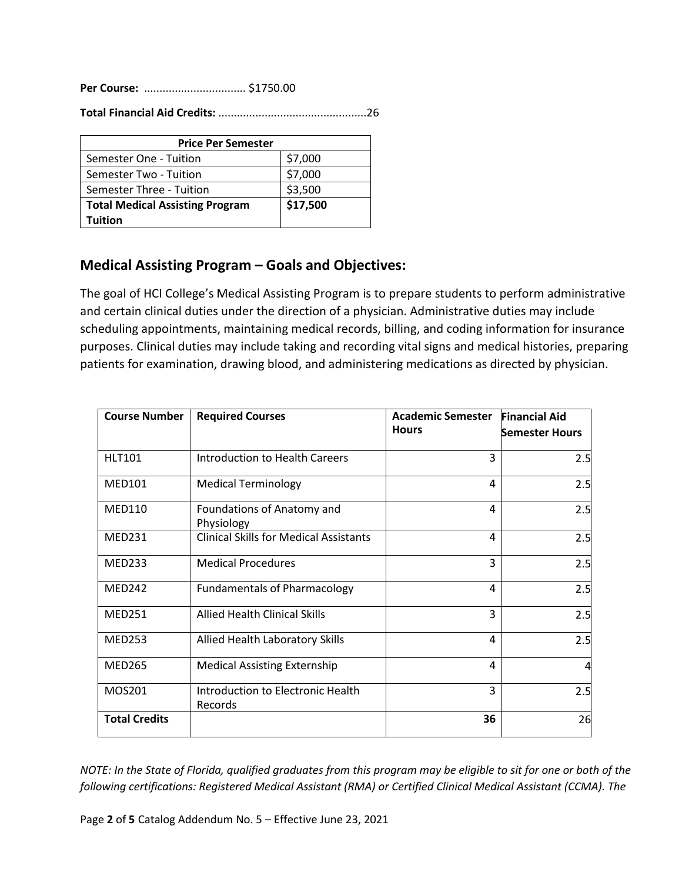**Per Course:** ................................. $1750.00

**Total Financial Aid Credits:** ...............................................26

| Price Per Semester | |
|---|---|
| Semester One - Tuition | $7,000 |
| Semester Two - Tuition | $7,000 |
| Semester Three - Tuition | $3,500 |
| **Total Medical Assisting Program Tuition** | **$17,500** |

## Medical Assisting Program – Goals and Objectives:

The goal of HCI College's Medical Assisting Program is to prepare students to perform administrative and certain clinical duties under the direction of a physician. Administrative duties may include scheduling appointments, maintaining medical records, billing, and coding information for insurance purposes. Clinical duties may include taking and recording vital signs and medical histories, preparing patients for examination, drawing blood, and administering medications as directed by physician.

| Course Number | Required Courses | Academic Semester Hours | Financial Aid Semester Hours |
|---|---|---|---|
| HLT101 | Introduction to Health Careers | 3 | 2.5 |
| MED101 | Medical Terminology | 4 | 2.5 |
| MED110 | Foundations of Anatomy and Physiology | 4 | 2.5 |
| MED231 | Clinical Skills for Medical Assistants | 4 | 2.5 |
| MED233 | Medical Procedures | 3 | 2.5 |
| MED242 | Fundamentals of Pharmacology | 4 | 2.5 |
| MED251 | Allied Health Clinical Skills | 3 | 2.5 |
| MED253 | Allied Health Laboratory Skills | 4 | 2.5 |
| MED265 | Medical Assisting Externship | 4 | 4 |
| MOS201 | Introduction to Electronic Health Records | 3 | 2.5 |
| **Total Credits** | | **36** | 26 |

*NOTE: In the State of Florida, qualified graduates from this program may be eligible to sit for one or both of the following certifications: Registered Medical Assistant (RMA) or Certified Clinical Medical Assistant (CCMA). The*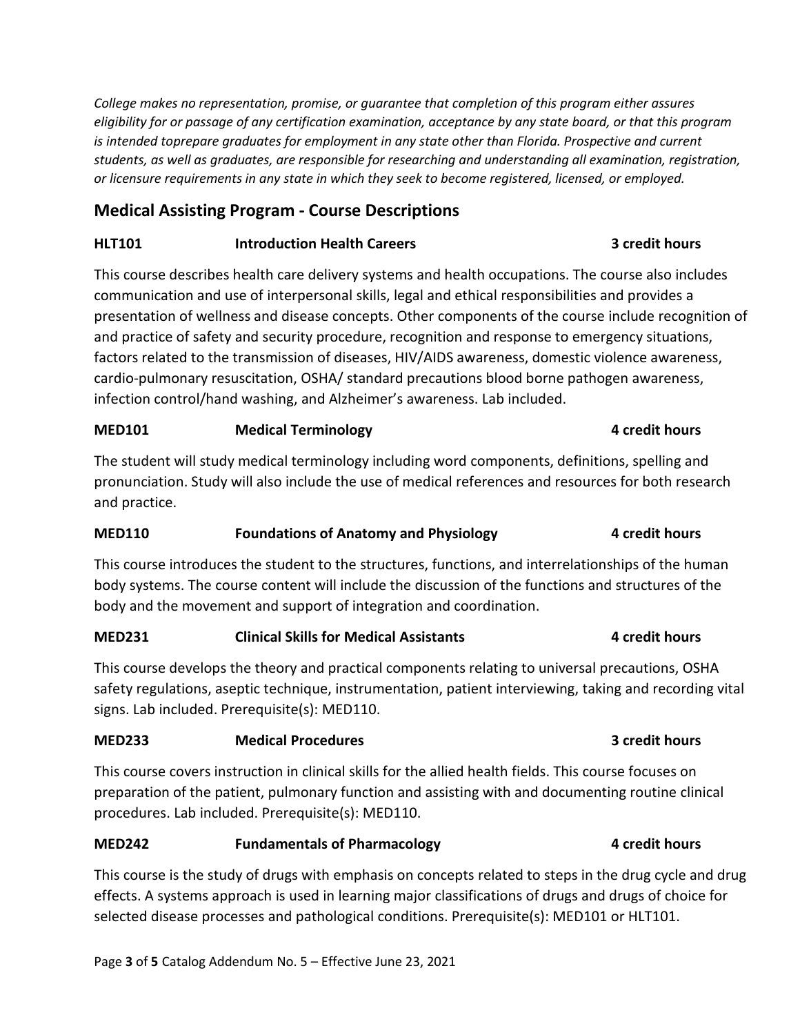*College makes no representation, promise, or guarantee that completion of this program either assures eligibility for or passage of any certification examination, acceptance by any state board, or that this program is intended toprepare graduates for employment in any state other than Florida. Prospective and current students, as well as graduates, are responsible for researching and understanding all examination, registration, or licensure requirements in any state in which they seek to become registered, licensed, or employed.*

## Medical Assisting Program - Course Descriptions

**HLT101 Introduction Health Careers 3 credit hours**

This course describes health care delivery systems and health occupations. The course also includes communication and use of interpersonal skills, legal and ethical responsibilities and provides a presentation of wellness and disease concepts. Other components of the course include recognition of and practice of safety and security procedure, recognition and response to emergency situations, factors related to the transmission of diseases, HIV/AIDS awareness, domestic violence awareness, cardio-pulmonary resuscitation, OSHA/ standard precautions blood borne pathogen awareness, infection control/hand washing, and Alzheimer's awareness. Lab included.

**MED101 Medical Terminology 4 credit hours**

The student will study medical terminology including word components, definitions, spelling and pronunciation. Study will also include the use of medical references and resources for both research and practice.

**MED110 Foundations of Anatomy and Physiology 4 credit hours**

This course introduces the student to the structures, functions, and interrelationships of the human body systems. The course content will include the discussion of the functions and structures of the body and the movement and support of integration and coordination.

**MED231 Clinical Skills for Medical Assistants 4 credit hours**

This course develops the theory and practical components relating to universal precautions, OSHA safety regulations, aseptic technique, instrumentation, patient interviewing, taking and recording vital signs. Lab included. Prerequisite(s): MED110.

**MED233 Medical Procedures 3 credit hours**

This course covers instruction in clinical skills for the allied health fields. This course focuses on preparation of the patient, pulmonary function and assisting with and documenting routine clinical procedures. Lab included. Prerequisite(s): MED110.

**MED242 Fundamentals of Pharmacology 4 credit hours**

This course is the study of drugs with emphasis on concepts related to steps in the drug cycle and drug effects. A systems approach is used in learning major classifications of drugs and drugs of choice for selected disease processes and pathological conditions. Prerequisite(s): MED101 or HLT101.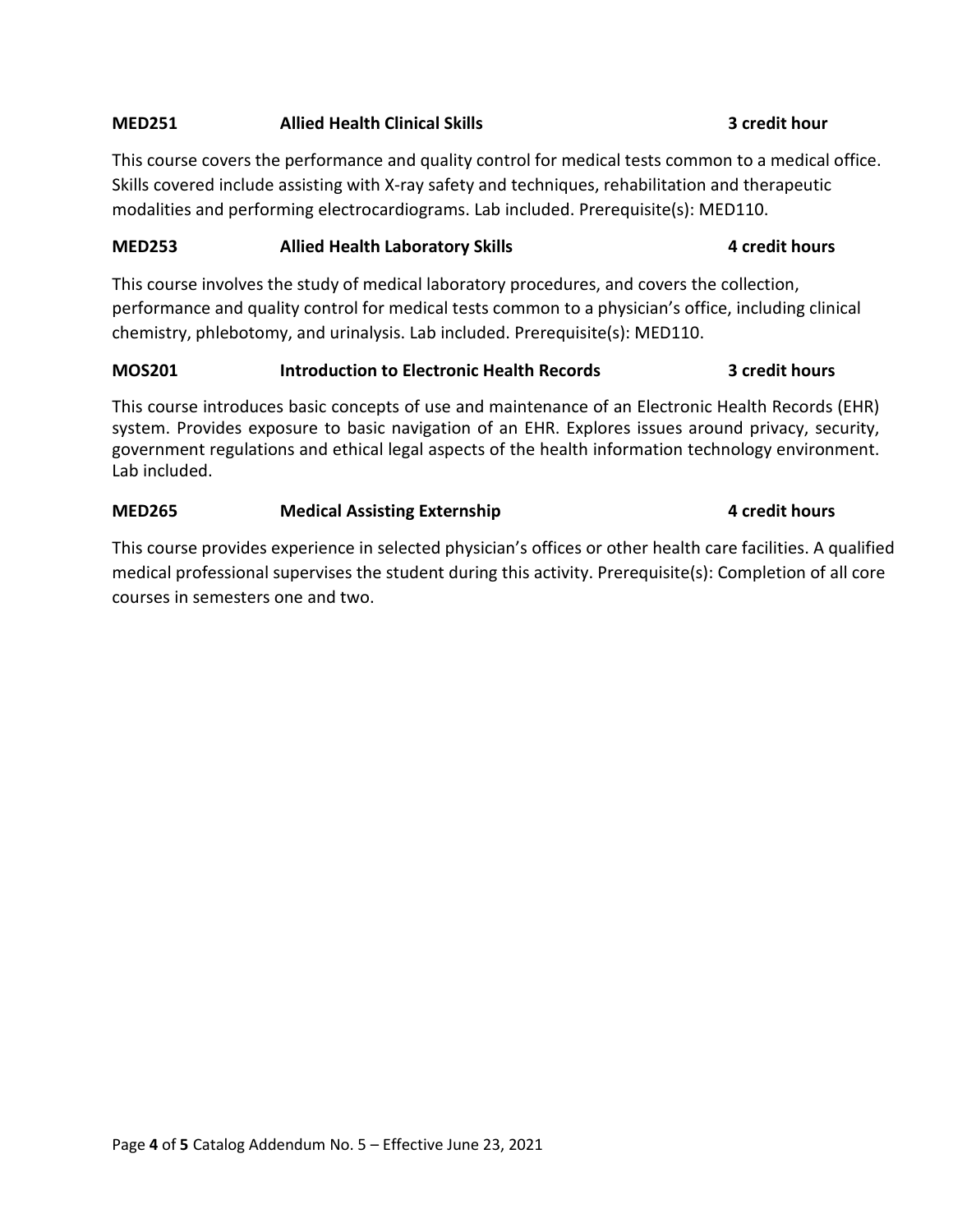**MED251 Allied Health Clinical Skills 3 credit hour**

This course covers the performance and quality control for medical tests common to a medical office. Skills covered include assisting with X-ray safety and techniques, rehabilitation and therapeutic modalities and performing electrocardiograms. Lab included. Prerequisite(s): MED110.

**MED253 Allied Health Laboratory Skills 4 credit hours**

This course involves the study of medical laboratory procedures, and covers the collection, performance and quality control for medical tests common to a physician's office, including clinical chemistry, phlebotomy, and urinalysis. Lab included. Prerequisite(s): MED110.

**MOS201 Introduction to Electronic Health Records 3 credit hours**

This course introduces basic concepts of use and maintenance of an Electronic Health Records (EHR) system. Provides exposure to basic navigation of an EHR. Explores issues around privacy, security, government regulations and ethical legal aspects of the health information technology environment. Lab included.

**MED265 Medical Assisting Externship 4 credit hours**

This course provides experience in selected physician's offices or other health care facilities. A qualified medical professional supervises the student during this activity. Prerequisite(s): Completion of all core courses in semesters one and two.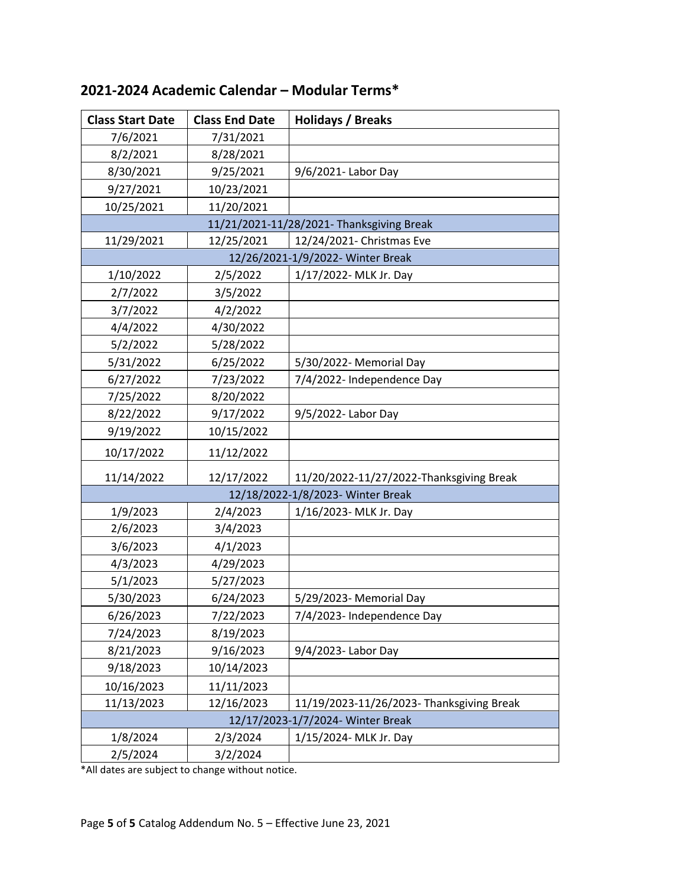## 2021-2024 Academic Calendar – Modular Terms*

| Class Start Date | Class End Date | Holidays / Breaks |
|---|---|---|
| 7/6/2021 | 7/31/2021 | |
| 8/2/2021 | 8/28/2021 | |
| 8/30/2021 | 9/25/2021 | 9/6/2021- Labor Day |
| 9/27/2021 | 10/23/2021 | |
| 10/25/2021 | 11/20/2021 | |
| 11/21/2021-11/28/2021- Thanksgiving Break | | |
| 11/29/2021 | 12/25/2021 | 12/24/2021- Christmas Eve |
| 12/26/2021-1/9/2022- Winter Break | | |
| 1/10/2022 | 2/5/2022 | 1/17/2022- MLK Jr. Day |
| 2/7/2022 | 3/5/2022 | |
| 3/7/2022 | 4/2/2022 | |
| 4/4/2022 | 4/30/2022 | |
| 5/2/2022 | 5/28/2022 | |
| 5/31/2022 | 6/25/2022 | 5/30/2022- Memorial Day |
| 6/27/2022 | 7/23/2022 | 7/4/2022- Independence Day |
| 7/25/2022 | 8/20/2022 | |
| 8/22/2022 | 9/17/2022 | 9/5/2022- Labor Day |
| 9/19/2022 | 10/15/2022 | |
| 10/17/2022 | 11/12/2022 | |
| 11/14/2022 | 12/17/2022 | 11/20/2022-11/27/2022-Thanksgiving Break |
| 12/18/2022-1/8/2023- Winter Break | | |
| 1/9/2023 | 2/4/2023 | 1/16/2023- MLK Jr. Day |
| 2/6/2023 | 3/4/2023 | |
| 3/6/2023 | 4/1/2023 | |
| 4/3/2023 | 4/29/2023 | |
| 5/1/2023 | 5/27/2023 | |
| 5/30/2023 | 6/24/2023 | 5/29/2023- Memorial Day |
| 6/26/2023 | 7/22/2023 | 7/4/2023- Independence Day |
| 7/24/2023 | 8/19/2023 | |
| 8/21/2023 | 9/16/2023 | 9/4/2023- Labor Day |
| 9/18/2023 | 10/14/2023 | |
| 10/16/2023 | 11/11/2023 | |
| 11/13/2023 | 12/16/2023 | 11/19/2023-11/26/2023- Thanksgiving Break |
| 12/17/2023-1/7/2024- Winter Break | | |
| 1/8/2024 | 2/3/2024 | 1/15/2024- MLK Jr. Day |
| 2/5/2024 | 3/2/2024 | |

*All dates are subject to change without notice.

Catalog Addendum No. 5 – Effective June 23, 2021